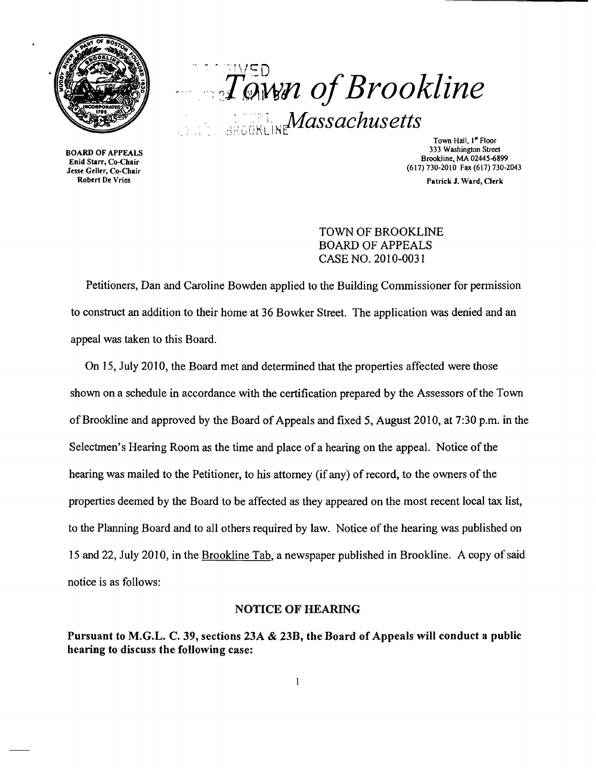# Town of Brookline

## Massachusetts

**BOARD OF APPEALS**
**Enid Starr, Co-Chair**
**Jesse Geller, Co-Chair**
**Robert De Vries**

Town Hall, 1st Floor
333 Washington Street
Brookline, MA 02445-6899
(617) 730-2010 Fax (617) 730-2043

**Patrick J. Ward, Clerk**

TOWN OF BROOKLINE
BOARD OF APPEALS
CASE NO. 2010-0031

Petitioners, Dan and Caroline Bowden applied to the Building Commissioner for permission to construct an addition to their home at 36 Bowker Street. The application was denied and an appeal was taken to this Board.

On 15, July 2010, the Board met and determined that the properties affected were those shown on a schedule in accordance with the certification prepared by the Assessors of the Town of Brookline and approved by the Board of Appeals and fixed 5, August 2010, at 7:30 p.m. in the Selectmen's Hearing Room as the time and place of a hearing on the appeal. Notice of the hearing was mailed to the Petitioner, to his attorney (if any) of record, to the owners of the properties deemed by the Board to be affected as they appeared on the most recent local tax list, to the Planning Board and to all others required by law. Notice of the hearing was published on 15 and 22, July 2010, in the Brookline Tab, a newspaper published in Brookline. A copy of said notice is as follows:

### NOTICE OF HEARING

**Pursuant to M.G.L. C. 39, sections 23A & 23B, the Board of Appeals will conduct a public hearing to discuss the following case:**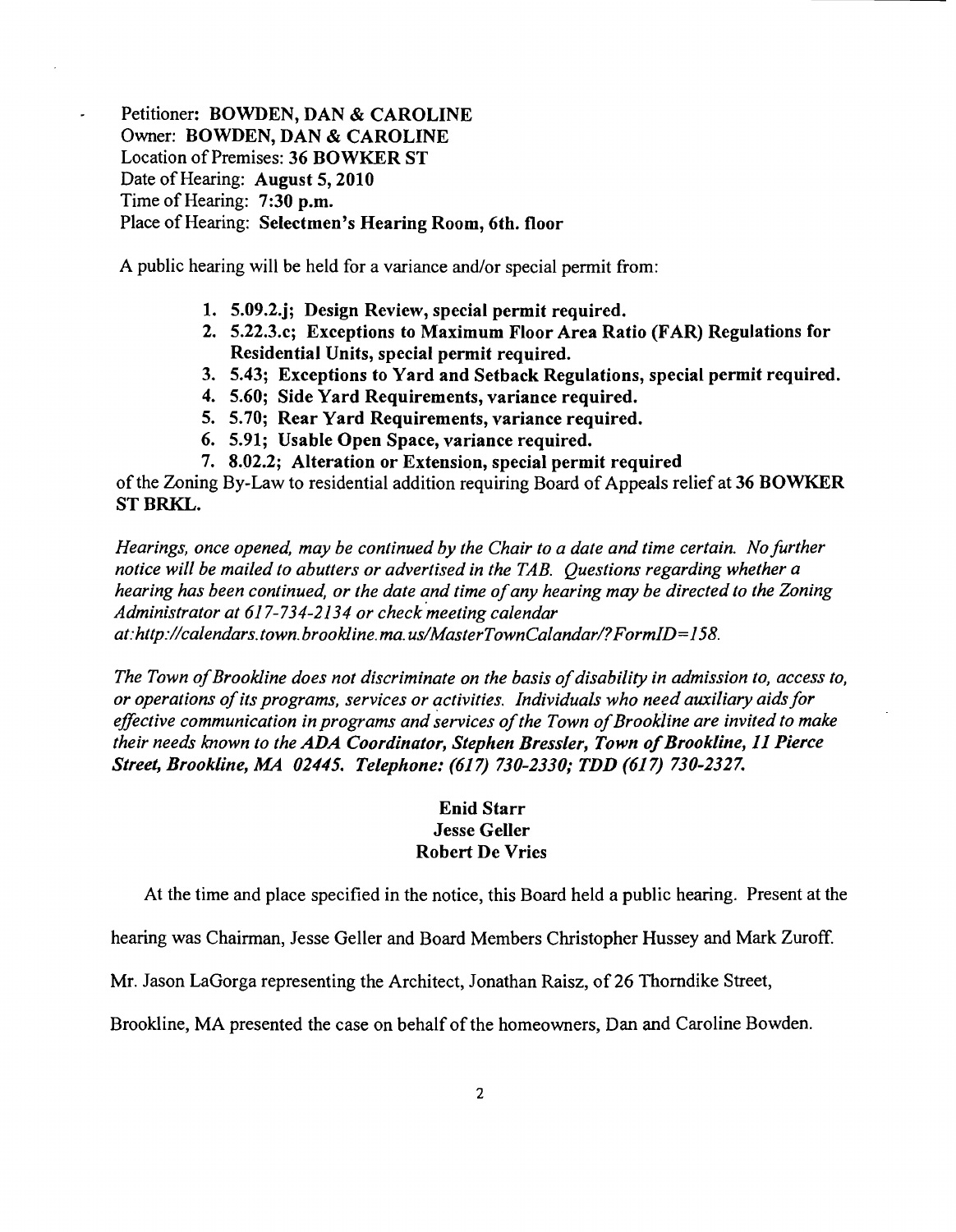Petitioner: **BOWDEN, DAN & CAROLINE**
Owner: **BOWDEN, DAN & CAROLINE**
Location of Premises: **36 BOWKER ST**
Date of Hearing: **August 5, 2010**
Time of Hearing: **7:30 p.m.**
Place of Hearing: **Selectmen's Hearing Room, 6th. floor**

A public hearing will be held for a variance and/or special permit from:

1. **5.09.2.j; Design Review, special permit required.**
2. **5.22.3.c; Exceptions to Maximum Floor Area Ratio (FAR) Regulations for Residential Units, special permit required.**
3. **5.43; Exceptions to Yard and Setback Regulations, special permit required.**
4. **5.60; Side Yard Requirements, variance required.**
5. **5.70; Rear Yard Requirements, variance required.**
6. **5.91; Usable Open Space, variance required.**
7. **8.02.2; Alteration or Extension, special permit required**

of the Zoning By-Law to residential addition requiring Board of Appeals relief at **36 BOWKER ST BRKL.**

*Hearings, once opened, may be continued by the Chair to a date and time certain. No further notice will be mailed to abutters or advertised in the TAB. Questions regarding whether a hearing has been continued, or the date and time of any hearing may be directed to the Zoning Administrator at 617-734-2134 or check meeting calendar at:http://calendars.town.brookline.ma.us/MasterTownCalandar/?FormID=158.*

*The Town of Brookline does not discriminate on the basis of disability in admission to, access to, or operations of its programs, services or activities. Individuals who need auxiliary aids for effective communication in programs and services of the Town of Brookline are invited to make their needs known to the* ***ADA Coordinator, Stephen Bressler, Town of Brookline, 11 Pierce Street, Brookline, MA 02445. Telephone: (617) 730-2330; TDD (617) 730-2327.***

**Enid Starr**
**Jesse Geller**
**Robert De Vries**

At the time and place specified in the notice, this Board held a public hearing. Present at the hearing was Chairman, Jesse Geller and Board Members Christopher Hussey and Mark Zuroff. Mr. Jason LaGorga representing the Architect, Jonathan Raisz, of 26 Thorndike Street, Brookline, MA presented the case on behalf of the homeowners, Dan and Caroline Bowden.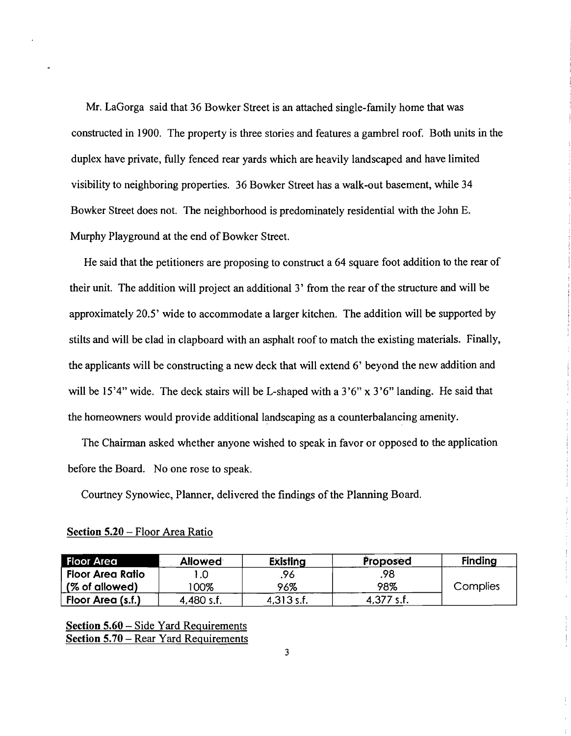Mr. LaGorga said that 36 Bowker Street is an attached single-family home that was constructed in 1900. The property is three stories and features a gambrel roof. Both units in the duplex have private, fully fenced rear yards which are heavily landscaped and have limited visibility to neighboring properties. 36 Bowker Street has a walk-out basement, while 34 Bowker Street does not. The neighborhood is predominately residential with the John E. Murphy Playground at the end of Bowker Street.

He said that the petitioners are proposing to construct a 64 square foot addition to the rear of their unit. The addition will project an additional 3' from the rear of the structure and will be approximately 20.5' wide to accommodate a larger kitchen. The addition will be supported by stilts and will be clad in clapboard with an asphalt roof to match the existing materials. Finally, the applicants will be constructing a new deck that will extend 6' beyond the new addition and will be 15'4" wide. The deck stairs will be L-shaped with a 3'6" x 3'6" landing. He said that the homeowners would provide additional landscaping as a counterbalancing amenity.

The Chairman asked whether anyone wished to speak in favor or opposed to the application before the Board. No one rose to speak.

Courtney Synowiec, Planner, delivered the findings of the Planning Board.

**Section 5.20** – Floor Area Ratio

| Floor Area | Allowed | Existing | Proposed | Finding |
|---|---|---|---|---|
| Floor Area Ratio | 1.0 | .96 | .98 | Complies |
| (% of allowed) | 100% | 96% | 98% | |
| Floor Area (s.f.) | 4,480 s.f. | 4,313 s.f. | 4,377 s.f. | |

**Section 5.60** – Side Yard Requirements
**Section 5.70** – Rear Yard Requirements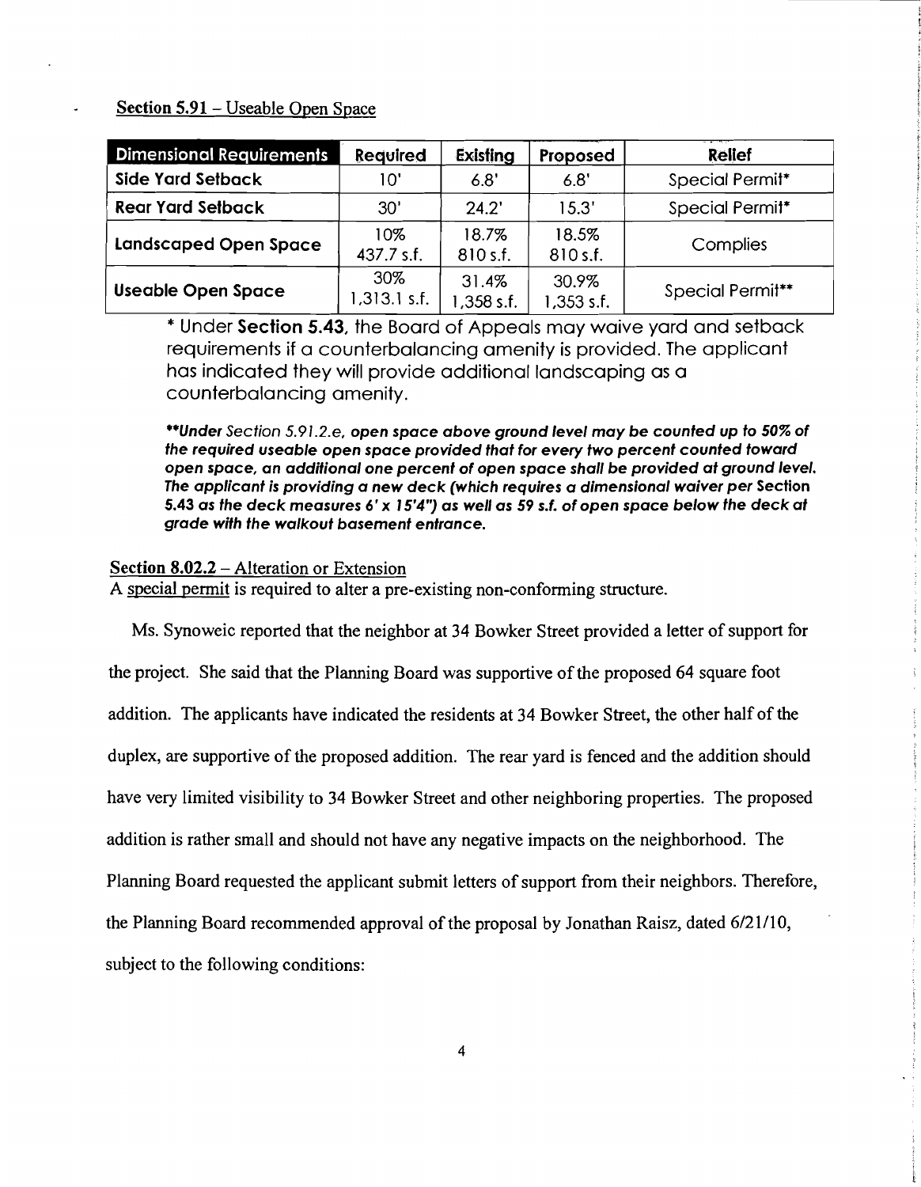- Section 5.91 – Useable Open Space

| Dimensional Requirements | Required | Existing | Proposed | Relief |
|---|---|---|---|---|
| Side Yard Setback | 10' | 6.8' | 6.8' | Special Permit* |
| Rear Yard Setback | 30' | 24.2' | 15.3' | Special Permit* |
| Landscaped Open Space | 10% 437.7 s.f. | 18.7% 810 s.f. | 18.5% 810 s.f. | Complies |
| Useable Open Space | 30% 1,313.1 s.f. | 31.4% 1,358 s.f. | 30.9% 1,353 s.f. | Special Permit** |

* Under **Section 5.43**, the Board of Appeals may waive yard and setback requirements if a counterbalancing amenity is provided. The applicant has indicated they will provide additional landscaping as a counterbalancing amenity.

***\*\*Under** Section 5.91.2.e, **open space above ground level may be counted up to 50% of the required useable open space provided that for every two percent counted toward open space, an additional one percent of open space shall be provided at ground level. The applicant is providing a new deck (which requires a dimensional waiver per** Section **5.43 as the deck measures 6' x 15'4") as well as 59 s.f. of open space below the deck at grade with the walkout basement entrance.***

Section 8.02.2 – Alteration or Extension

A special permit is required to alter a pre-existing non-conforming structure.

Ms. Synoweic reported that the neighbor at 34 Bowker Street provided a letter of support for the project. She said that the Planning Board was supportive of the proposed 64 square foot addition. The applicants have indicated the residents at 34 Bowker Street, the other half of the duplex, are supportive of the proposed addition. The rear yard is fenced and the addition should have very limited visibility to 34 Bowker Street and other neighboring properties. The proposed addition is rather small and should not have any negative impacts on the neighborhood. The Planning Board requested the applicant submit letters of support from their neighbors. Therefore, the Planning Board recommended approval of the proposal by Jonathan Raisz, dated 6/21/10, subject to the following conditions: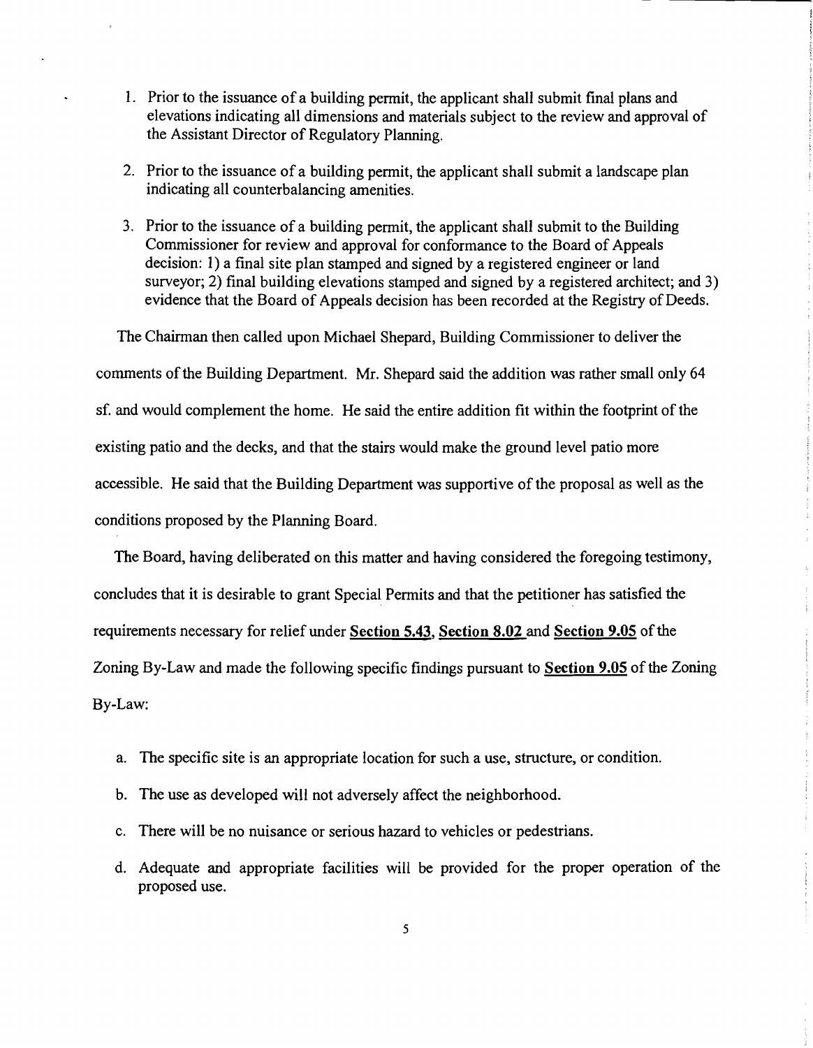1. Prior to the issuance of a building permit, the applicant shall submit final plans and elevations indicating all dimensions and materials subject to the review and approval of the Assistant Director of Regulatory Planning.

2. Prior to the issuance of a building permit, the applicant shall submit a landscape plan indicating all counterbalancing amenities.

3. Prior to the issuance of a building permit, the applicant shall submit to the Building Commissioner for review and approval for conformance to the Board of Appeals decision: 1) a final site plan stamped and signed by a registered engineer or land surveyor; 2) final building elevations stamped and signed by a registered architect; and 3) evidence that the Board of Appeals decision has been recorded at the Registry of Deeds.

The Chairman then called upon Michael Shepard, Building Commissioner to deliver the comments of the Building Department. Mr. Shepard said the addition was rather small only 64 sf. and would complement the home. He said the entire addition fit within the footprint of the existing patio and the decks, and that the stairs would make the ground level patio more accessible. He said that the Building Department was supportive of the proposal as well as the conditions proposed by the Planning Board.

The Board, having deliberated on this matter and having considered the foregoing testimony, concludes that it is desirable to grant Special Permits and that the petitioner has satisfied the requirements necessary for relief under **Section 5.43**, **Section 8.02** and **Section 9.05** of the Zoning By-Law and made the following specific findings pursuant to **Section 9.05** of the Zoning By-Law:

a. The specific site is an appropriate location for such a use, structure, or condition.

b. The use as developed will not adversely affect the neighborhood.

c. There will be no nuisance or serious hazard to vehicles or pedestrians.

d. Adequate and appropriate facilities will be provided for the proper operation of the proposed use.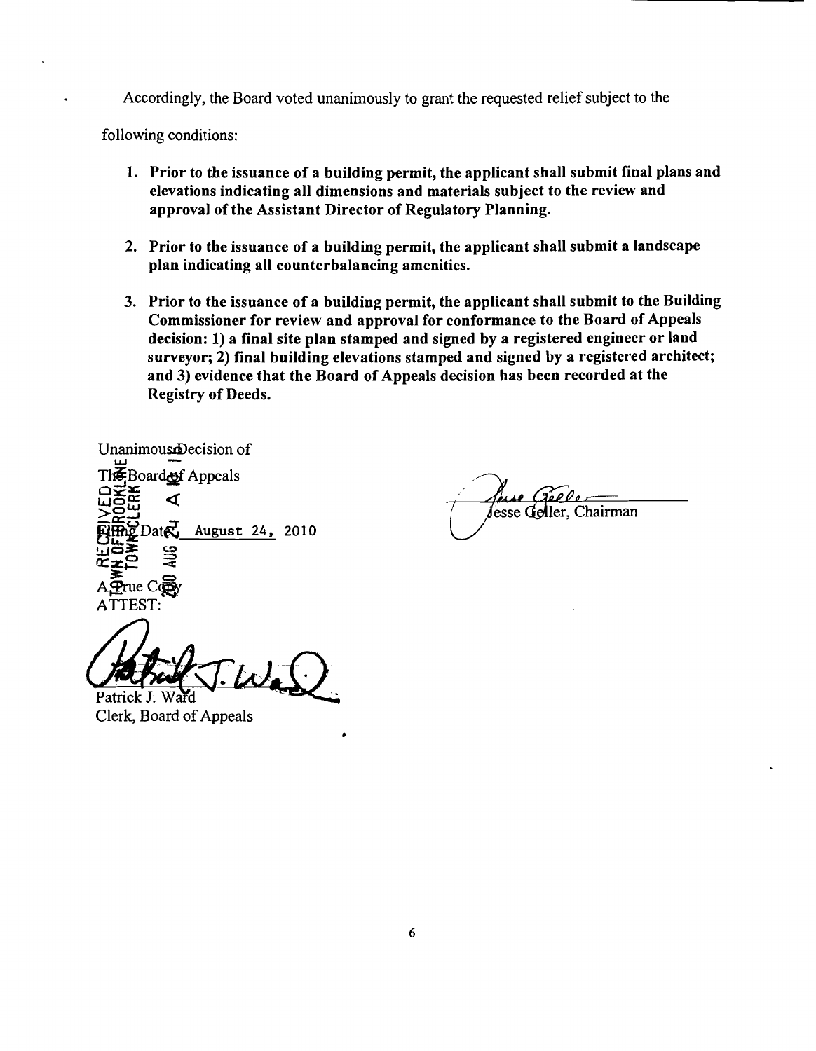Accordingly, the Board voted unanimously to grant the requested relief subject to the following conditions:

1. **Prior to the issuance of a building permit, the applicant shall submit final plans and elevations indicating all dimensions and materials subject to the review and approval of the Assistant Director of Regulatory Planning.**

2. **Prior to the issuance of a building permit, the applicant shall submit a landscape plan indicating all counterbalancing amenities.**

3. **Prior to the issuance of a building permit, the applicant shall submit to the Building Commissioner for review and approval for conformance to the Board of Appeals decision: 1) a final site plan stamped and signed by a registered engineer or land surveyor; 2) final building elevations stamped and signed by a registered architect; and 3) evidence that the Board of Appeals decision has been recorded at the Registry of Deeds.**

Unanimous Decision of
The Board of Appeals

Filing Date: August 24, 2010

RECEIVED
TOWN OF BROOKLINE
TOWN CLERK
2010 AUG 24 A 11

A True Copy
ATTEST:

Patrick J. Ward
Clerk, Board of Appeals

Jesse Geller, Chairman